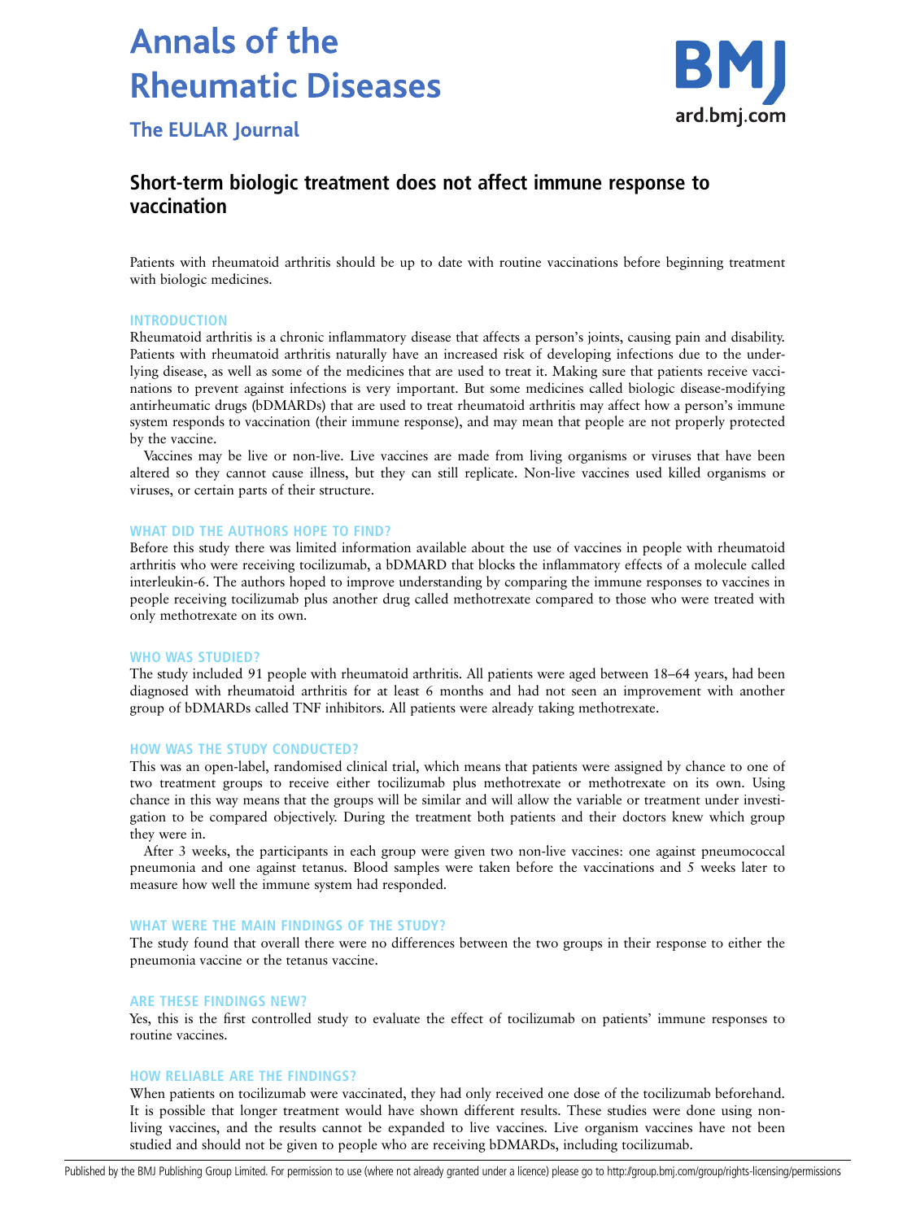# Annals of the Rheumatic Diseases

## The EULAR Journal

BMJ ard.bmj.com

## Short-term biologic treatment does not affect immune response to vaccination

Patients with rheumatoid arthritis should be up to date with routine vaccinations before beginning treatment with biologic medicines.

### INTRODUCTION

Rheumatoid arthritis is a chronic inflammatory disease that affects a person's joints, causing pain and disability. Patients with rheumatoid arthritis naturally have an increased risk of developing infections due to the underlying disease, as well as some of the medicines that are used to treat it. Making sure that patients receive vaccinations to prevent against infections is very important. But some medicines called biologic disease-modifying antirheumatic drugs (bDMARDs) that are used to treat rheumatoid arthritis may affect how a person's immune system responds to vaccination (their immune response), and may mean that people are not properly protected by the vaccine.

Vaccines may be live or non-live. Live vaccines are made from living organisms or viruses that have been altered so they cannot cause illness, but they can still replicate. Non-live vaccines used killed organisms or viruses, or certain parts of their structure.

### WHAT DID THE AUTHORS HOPE TO FIND?

Before this study there was limited information available about the use of vaccines in people with rheumatoid arthritis who were receiving tocilizumab, a bDMARD that blocks the inflammatory effects of a molecule called interleukin-6. The authors hoped to improve understanding by comparing the immune responses to vaccines in people receiving tocilizumab plus another drug called methotrexate compared to those who were treated with only methotrexate on its own.

### WHO WAS STUDIED?

The study included 91 people with rheumatoid arthritis. All patients were aged between 18–64 years, had been diagnosed with rheumatoid arthritis for at least 6 months and had not seen an improvement with another group of bDMARDs called TNF inhibitors. All patients were already taking methotrexate.

### HOW WAS THE STUDY CONDUCTED?

This was an open-label, randomised clinical trial, which means that patients were assigned by chance to one of two treatment groups to receive either tocilizumab plus methotrexate or methotrexate on its own. Using chance in this way means that the groups will be similar and will allow the variable or treatment under investigation to be compared objectively. During the treatment both patients and their doctors knew which group they were in.

After 3 weeks, the participants in each group were given two non-live vaccines: one against pneumococcal pneumonia and one against tetanus. Blood samples were taken before the vaccinations and 5 weeks later to measure how well the immune system had responded.

### WHAT WERE THE MAIN FINDINGS OF THE STUDY?

The study found that overall there were no differences between the two groups in their response to either the pneumonia vaccine or the tetanus vaccine.

### ARE THESE FINDINGS NEW?

Yes, this is the first controlled study to evaluate the effect of tocilizumab on patients' immune responses to routine vaccines.

### HOW RELIABLE ARE THE FINDINGS?

When patients on tocilizumab were vaccinated, they had only received one dose of the tocilizumab beforehand. It is possible that longer treatment would have shown different results. These studies were done using non-living vaccines, and the results cannot be expanded to live vaccines. Live organism vaccines have not been studied and should not be given to people who are receiving bDMARDs, including tocilizumab.

Published by the BMJ Publishing Group Limited. For permission to use (where not already granted under a licence) please go to http://group.bmj.com/group/rights-licensing/permissions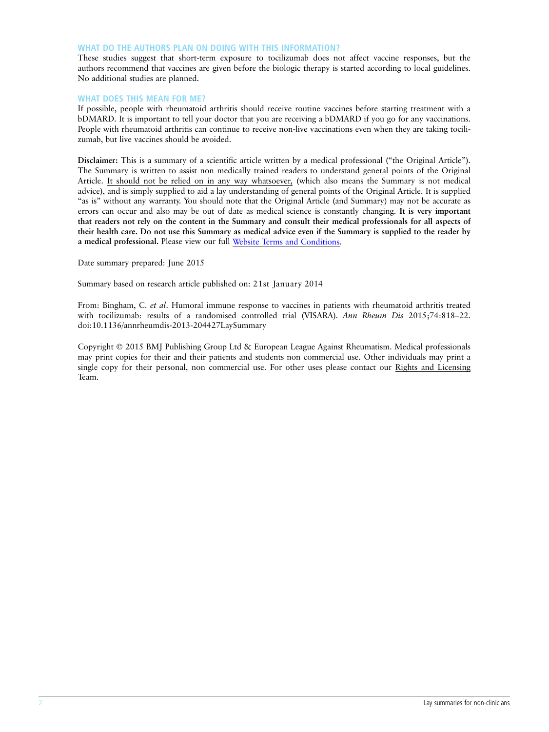## WHAT DO THE AUTHORS PLAN ON DOING WITH THIS INFORMATION?

These studies suggest that short-term exposure to tocilizumab does not affect vaccine responses, but the authors recommend that vaccines are given before the biologic therapy is started according to local guidelines. No additional studies are planned.

## WHAT DOES THIS MEAN FOR ME?

If possible, people with rheumatoid arthritis should receive routine vaccines before starting treatment with a bDMARD. It is important to tell your doctor that you are receiving a bDMARD if you go for any vaccinations. People with rheumatoid arthritis can continue to receive non-live vaccinations even when they are taking tocilizumab, but live vaccines should be avoided.

**Disclaimer:** This is a summary of a scientific article written by a medical professional ("the Original Article"). The Summary is written to assist non medically trained readers to understand general points of the Original Article. It should not be relied on in any way whatsoever, (which also means the Summary is not medical advice), and is simply supplied to aid a lay understanding of general points of the Original Article. It is supplied "as is" without any warranty. You should note that the Original Article (and Summary) may not be accurate as errors can occur and also may be out of date as medical science is constantly changing. **It is very important that readers not rely on the content in the Summary and consult their medical professionals for all aspects of their health care. Do not use this Summary as medical advice even if the Summary is supplied to the reader by a medical professional.** Please view our full Website Terms and Conditions.

Date summary prepared: June 2015

Summary based on research article published on: 21st January 2014

From: Bingham, C. *et al*. Humoral immune response to vaccines in patients with rheumatoid arthritis treated with tocilizumab: results of a randomised controlled trial (VISARA). *Ann Rheum Dis* 2015;74:818–22. doi:10.1136/annrheumdis-2013-204427LaySummary

Copyright © 2015 BMJ Publishing Group Ltd & European League Against Rheumatism. Medical professionals may print copies for their and their patients and students non commercial use. Other individuals may print a single copy for their personal, non commercial use. For other uses please contact our Rights and Licensing Team.